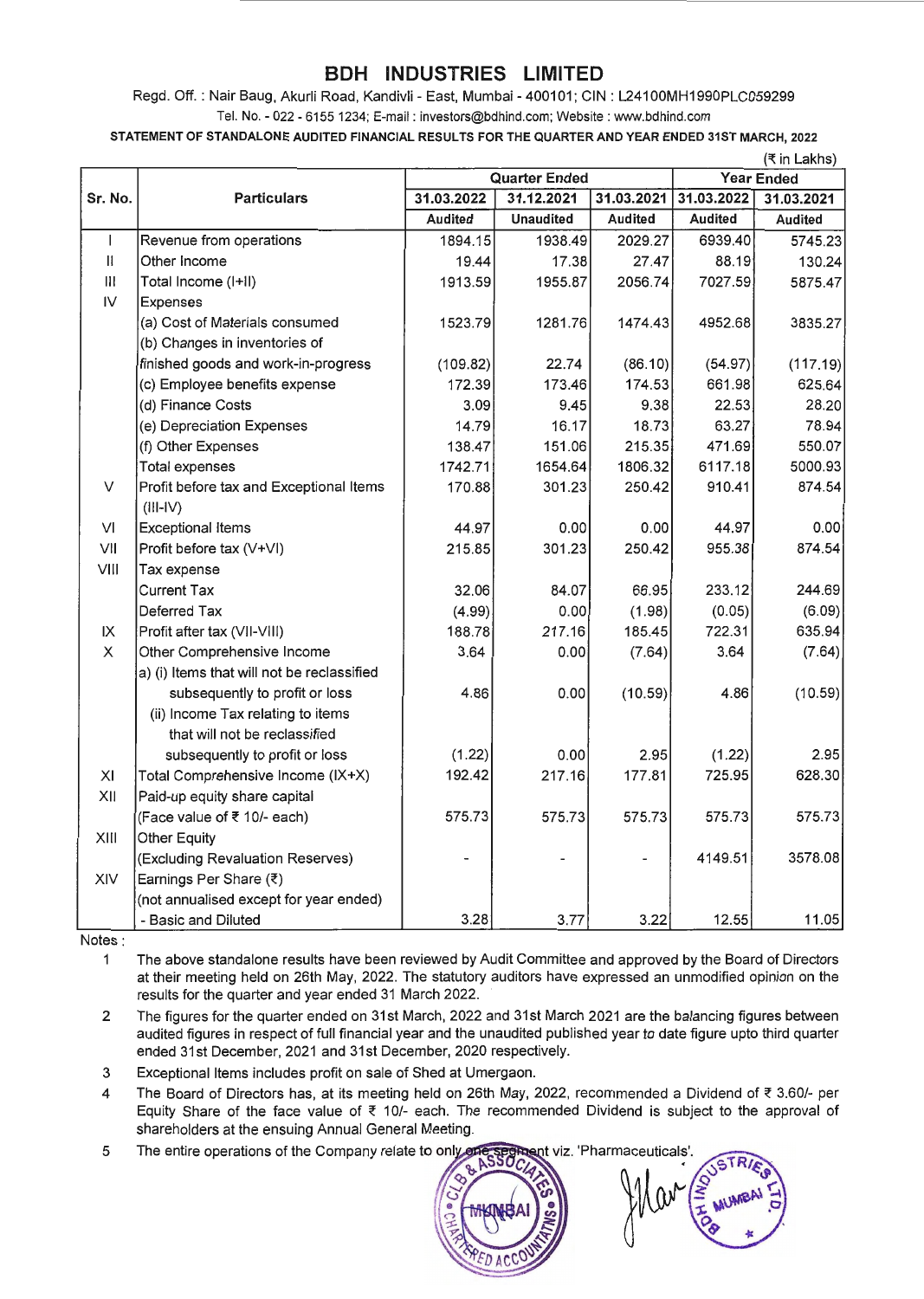# BDH INDUSTRIES LIMITED

Regd. Off. : Nair Baug, Akurli Road, Kandivli - East, Mumbai - 400101; CIN : L24100MH1990PLC059299

Tel. No. - 022 - 6155 1234; E-mail : investors@bdhind.com; Website : www.bdhind.com

**STATEMENT OF STANDALONE AUDITED FINANCIAL RESULTS FOR THE QUARTER AND YEAR ENDED 31ST MARCH, 2022**

(₹ in Lakhs)

| Sr. No. | Particulars | Quarter Ended | | | Year Ended | |
|---|---|---|---|---|---|---|
| | | 31.03.2022 | 31.12.2021 | 31.03.2021 | 31.03.2022 | 31.03.2021 |
| | | Audited | Unaudited | Audited | Audited | Audited |
| I | Revenue from operations | 1894.15 | 1938.49 | 2029.27 | 6939.40 | 5745.23 |
| II | Other Income | 19.44 | 17.38 | 27.47 | 88.19 | 130.24 |
| III | Total Income (I+II) | 1913.59 | 1955.87 | 2056.74 | 7027.59 | 5875.47 |
| IV | Expenses | | | | | |
| | (a) Cost of Materials consumed | 1523.79 | 1281.76 | 1474.43 | 4952.68 | 3835.27 |
| | (b) Changes in inventories of finished goods and work-in-progress | (109.82) | 22.74 | (86.10) | (54.97) | (117.19) |
| | (c) Employee benefits expense | 172.39 | 173.46 | 174.53 | 661.98 | 625.64 |
| | (d) Finance Costs | 3.09 | 9.45 | 9.38 | 22.53 | 28.20 |
| | (e) Depreciation Expenses | 14.79 | 16.17 | 18.73 | 63.27 | 78.94 |
| | (f) Other Expenses | 138.47 | 151.06 | 215.35 | 471.69 | 550.07 |
| | Total expenses | 1742.71 | 1654.64 | 1806.32 | 6117.18 | 5000.93 |
| V | Profit before tax and Exceptional Items (III-IV) | 170.88 | 301.23 | 250.42 | 910.41 | 874.54 |
| VI | Exceptional Items | 44.97 | 0.00 | 0.00 | 44.97 | 0.00 |
| VII | Profit before tax (V+VI) | 215.85 | 301.23 | 250.42 | 955.38 | 874.54 |
| VIII | Tax expense | | | | | |
| | Current Tax | 32.06 | 84.07 | 66.95 | 233.12 | 244.69 |
| | Deferred Tax | (4.99) | 0.00 | (1.98) | (0.05) | (6.09) |
| IX | Profit after tax (VII-VIII) | 188.78 | 217.16 | 185.45 | 722.31 | 635.94 |
| X | Other Comprehensive Income | 3.64 | 0.00 | (7.64) | 3.64 | (7.64) |
| | a) (i) Items that will not be reclassified subsequently to profit or loss | 4.86 | 0.00 | (10.59) | 4.86 | (10.59) |
| | (ii) Income Tax relating to items that will not be reclassified subsequently to profit or loss | (1.22) | 0.00 | 2.95 | (1.22) | 2.95 |
| XI | Total Comprehensive Income (IX+X) | 192.42 | 217.16 | 177.81 | 725.95 | 628.30 |
| XII | Paid-up equity share capital (Face value of ₹ 10/- each) | 575.73 | 575.73 | 575.73 | 575.73 | 575.73 |
| XIII | Other Equity (Excluding Revaluation Reserves) | - | - | - | 4149.51 | 3578.08 |
| XIV | Earnings Per Share (₹) (not annualised except for year ended) - Basic and Diluted | 3.28 | 3.77 | 3.22 | 12.55 | 11.05 |

Notes :

1. The above standalone results have been reviewed by Audit Committee and approved by the Board of Directors at their meeting held on 26th May, 2022. The statutory auditors have expressed an unmodified opinion on the results for the quarter and year ended 31 March 2022.
2. The figures for the quarter ended on 31st March, 2022 and 31st March 2021 are the balancing figures between audited figures in respect of full financial year and the unaudited published year to date figure upto third quarter ended 31st December, 2021 and 31st December, 2020 respectively.
3. Exceptional Items includes profit on sale of Shed at Umergaon.
4. The Board of Directors has, at its meeting held on 26th May, 2022, recommended a Dividend of ₹ 3.60/- per Equity Share of the face value of ₹ 10/- each. The recommended Dividend is subject to the approval of shareholders at the ensuing Annual General Meeting.
5. The entire operations of the Company relate to only one segment viz. 'Pharmaceuticals'.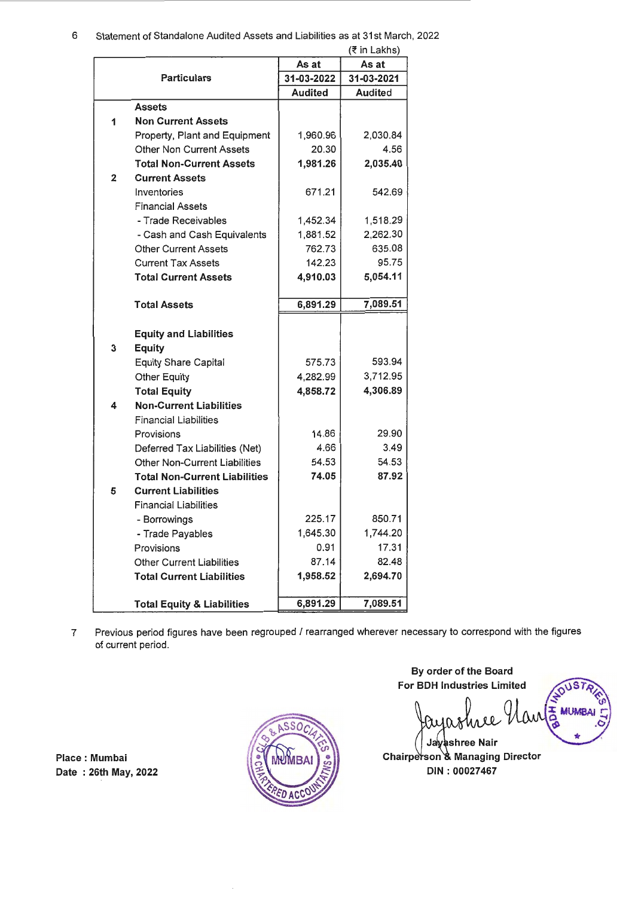6 Statement of Standalone Audited Assets and Liabilities as at 31st March, 2022

(₹ in Lakhs)

| | Particulars | As at 31-03-2022 Audited | As at 31-03-2021 Audited |
|---|---|---|---|
| | **Assets** | | |
| **1** | **Non Current Assets** | | |
| | Property, Plant and Equipment | 1,960.96 | 2,030.84 |
| | Other Non Current Assets | 20.30 | 4.56 |
| | **Total Non-Current Assets** | **1,981.26** | **2,035.40** |
| **2** | **Current Assets** | | |
| | Inventories | 671.21 | 542.69 |
| | Financial Assets | | |
| | - Trade Receivables | 1,452.34 | 1,518.29 |
| | - Cash and Cash Equivalents | 1,881.52 | 2,262.30 |
| | Other Current Assets | 762.73 | 635.08 |
| | Current Tax Assets | 142.23 | 95.75 |
| | **Total Current Assets** | **4,910.03** | **5,054.11** |
| | **Total Assets** | **6,891.29** | **7,089.51** |
| | **Equity and Liabilities** | | |
| **3** | **Equity** | | |
| | Equity Share Capital | 575.73 | 593.94 |
| | Other Equity | 4,282.99 | 3,712.95 |
| | **Total Equity** | **4,858.72** | **4,306.89** |
| **4** | **Non-Current Liabilities** | | |
| | Financial Liabilities | | |
| | Provisions | 14.86 | 29.90 |
| | Deferred Tax Liabilities (Net) | 4.66 | 3.49 |
| | Other Non-Current Liabilities | 54.53 | 54.53 |
| | **Total Non-Current Liabilities** | **74.05** | **87.92** |
| **5** | **Current Liabilities** | | |
| | Financial Liabilities | | |
| | - Borrowings | 225.17 | 850.71 |
| | - Trade Payables | 1,645.30 | 1,744.20 |
| | Provisions | 0.91 | 17.31 |
| | Other Current Liabilities | 87.14 | 82.48 |
| | **Total Current Liabilities** | **1,958.52** | **2,694.70** |
| | **Total Equity & Liabilities** | **6,891.29** | **7,089.51** |

7 Previous period figures have been regrouped / rearranged wherever necessary to correspond with the figures of current period.

**By order of the Board**
**For BDH Industries Limited**

**Jayashree Nair**
**Chairperson & Managing Director**
**DIN : 00027467**

**Place : Mumbai**
**Date : 26th May, 2022**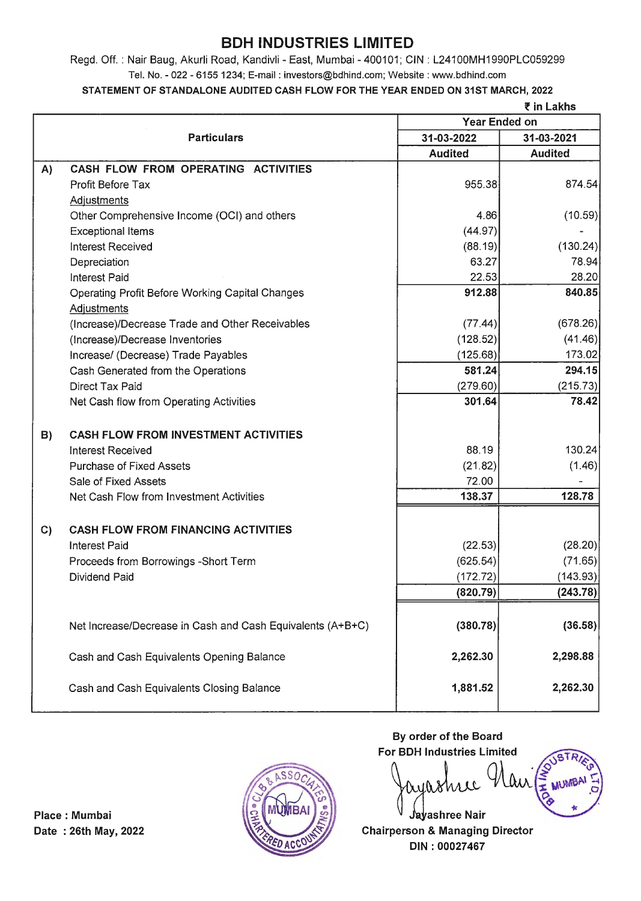# BDH INDUSTRIES LIMITED

Regd. Off. : Nair Baug, Akurli Road, Kandivli - East, Mumbai - 400101; CIN : L24100MH1990PLC059299

Tel. No. - 022 - 6155 1234; E-mail : investors@bdhind.com; Website : www.bdhind.com

**STATEMENT OF STANDALONE AUDITED CASH FLOW FOR THE YEAR ENDED ON 31ST MARCH, 2022**

₹ in Lakhs

| | Particulars | Year Ended on | |
|---|---|---|---|
| | | 31-03-2022 | 31-03-2021 |
| | | Audited | Audited |
| A) | **CASH FLOW FROM OPERATING ACTIVITIES** | | |
| | Profit Before Tax | 955.38 | 874.54 |
| | Adjustments | | |
| | Other Comprehensive Income (OCI) and others | 4.86 | (10.59) |
| | Exceptional Items | (44.97) | - |
| | Interest Received | (88.19) | (130.24) |
| | Depreciation | 63.27 | 78.94 |
| | Interest Paid | 22.53 | 28.20 |
| | Operating Profit Before Working Capital Changes | **912.88** | **840.85** |
| | Adjustments | | |
| | (Increase)/Decrease Trade and Other Receivables | (77.44) | (678.26) |
| | (Increase)/Decrease Inventories | (128.52) | (41.46) |
| | Increase/ (Decrease) Trade Payables | (125.68) | 173.02 |
| | Cash Generated from the Operations | **581.24** | **294.15** |
| | Direct Tax Paid | (279.60) | (215.73) |
| | Net Cash flow from Operating Activities | **301.64** | **78.42** |
| B) | **CASH FLOW FROM INVESTMENT ACTIVITIES** | | |
| | Interest Received | 88.19 | 130.24 |
| | Purchase of Fixed Assets | (21.82) | (1.46) |
| | Sale of Fixed Assets | 72.00 | - |
| | Net Cash Flow from Investment Activities | **138.37** | **128.78** |
| C) | **CASH FLOW FROM FINANCING ACTIVITIES** | | |
| | Interest Paid | (22.53) | (28.20) |
| | Proceeds from Borrowings -Short Term | (625.54) | (71.65) |
| | Dividend Paid | (172.72) | (143.93) |
| | | **(820.79)** | **(243.78)** |
| | Net Increase/Decrease in Cash and Cash Equivalents (A+B+C) | **(380.78)** | **(36.58)** |
| | Cash and Cash Equivalents Opening Balance | **2,262.30** | **2,298.88** |
| | Cash and Cash Equivalents Closing Balance | **1,881.52** | **2,262.30** |

**By order of the Board**
**For BDH Industries Limited**

**Jayashree Nair**
**Chairperson & Managing Director**
**DIN : 00027467**

**Place : Mumbai**
**Date : 26th May, 2022**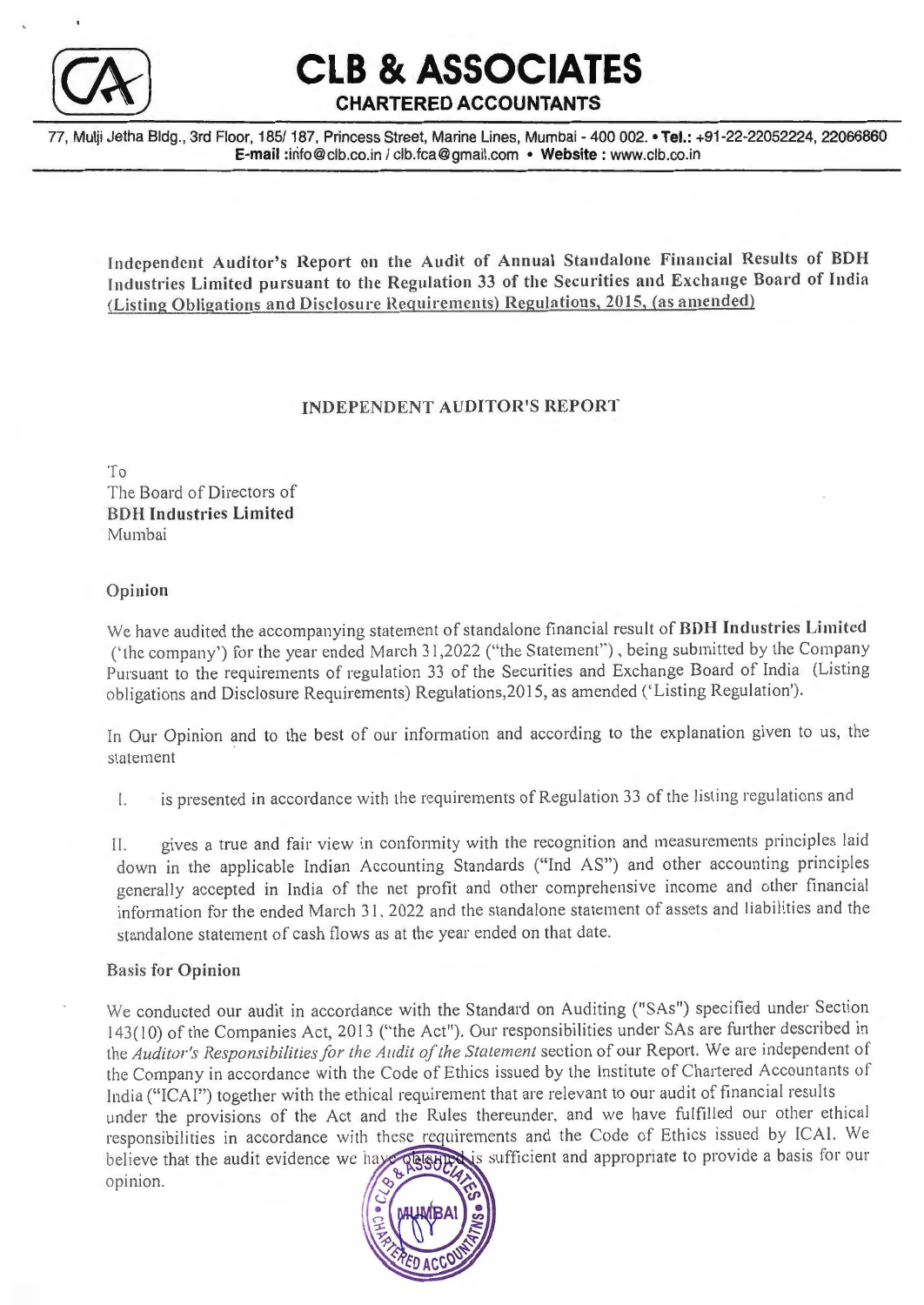# CLB & ASSOCIATES

**CHARTERED ACCOUNTANTS**

77, Mulji Jetha Bldg., 3rd Floor, 185/ 187, Princess Street, Marine Lines, Mumbai - 400 002. • **Tel.:** +91-22-22052224, 22066860
**E-mail :** info@clb.co.in / clb.fca@gmail.com • **Website :** www.clb.co.in

**Independent Auditor's Report on the Audit of Annual Standalone Financial Results of BDH Industries Limited pursuant to the Regulation 33 of the Securities and Exchange Board of India (Listing Obligations and Disclosure Requirements) Regulations, 2015, (as amended)**

## INDEPENDENT AUDITOR'S REPORT

To
The Board of Directors of
**BDH Industries Limited**
Mumbai

### Opinion

We have audited the accompanying statement of standalone financial result of **BDH Industries Limited** ('the company') for the year ended March 31,2022 ("the Statement") , being submitted by the Company Pursuant to the requirements of regulation 33 of the Securities and Exchange Board of India (Listing obligations and Disclosure Requirements) Regulations,2015, as amended ('Listing Regulation').

In Our Opinion and to the best of our information and according to the explanation given to us, the statement

I. is presented in accordance with the requirements of Regulation 33 of the listing regulations and

II. gives a true and fair view in conformity with the recognition and measurements principles laid down in the applicable Indian Accounting Standards ("Ind AS") and other accounting principles generally accepted in India of the net profit and other comprehensive income and other financial information for the ended March 31, 2022 and the standalone statement of assets and liabilities and the standalone statement of cash flows as at the year ended on that date.

### Basis for Opinion

We conducted our audit in accordance with the Standard on Auditing ("SAs") specified under Section 143(10) of the Companies Act, 2013 ("the Act"). Our responsibilities under SAs are further described in the *Auditor's Responsibilities for the Audit of the Statement* section of our Report. We are independent of the Company in accordance with the Code of Ethics issued by the Institute of Chartered Accountants of India ("ICAI") together with the ethical requirement that are relevant to our audit of financial results under the provisions of the Act and the Rules thereunder, and we have fulfilled our other ethical responsibilities in accordance with these requirements and the Code of Ethics issued by ICAI. We believe that the audit evidence we have obtained is sufficient and appropriate to provide a basis for our opinion.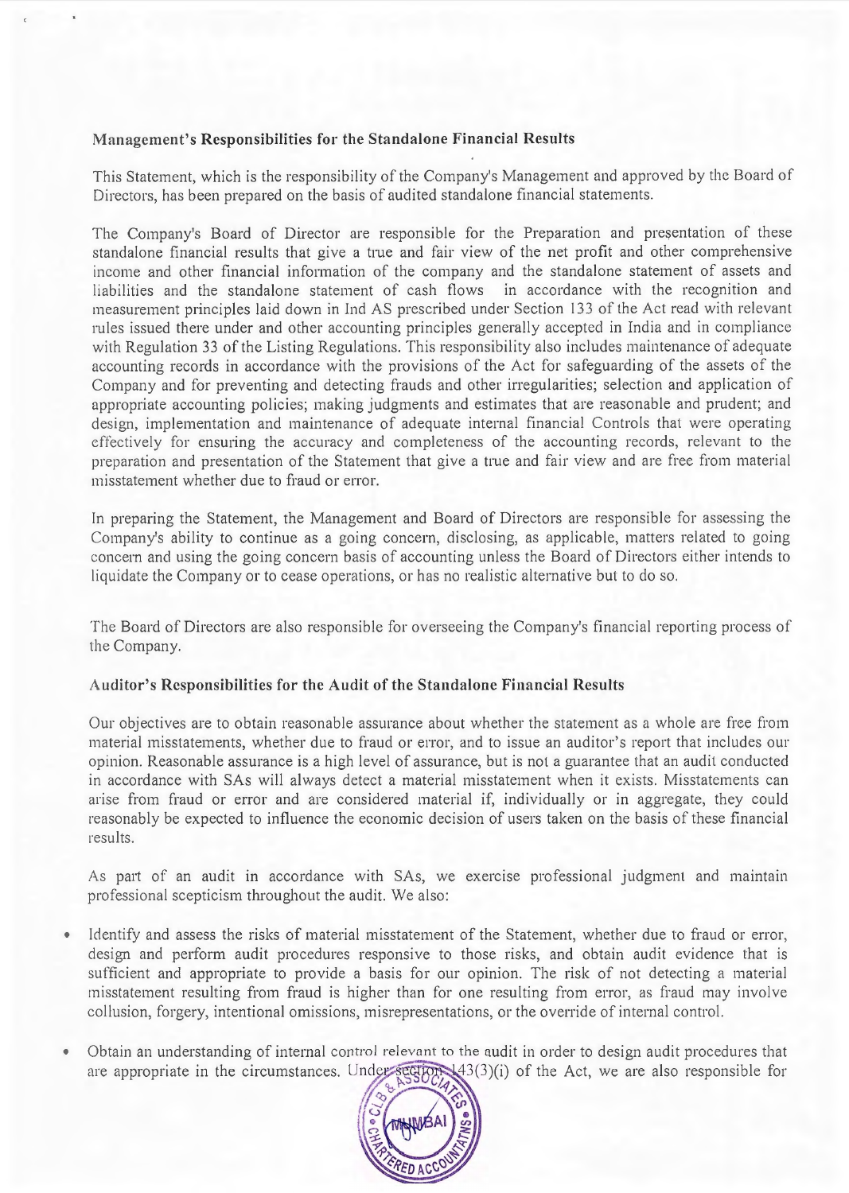### Management's Responsibilities for the Standalone Financial Results

This Statement, which is the responsibility of the Company's Management and approved by the Board of Directors, has been prepared on the basis of audited standalone financial statements.

The Company's Board of Director are responsible for the Preparation and presentation of these standalone financial results that give a true and fair view of the net profit and other comprehensive income and other financial information of the company and the standalone statement of assets and liabilities and the standalone statement of cash flows in accordance with the recognition and measurement principles laid down in Ind AS prescribed under Section 133 of the Act read with relevant rules issued there under and other accounting principles generally accepted in India and in compliance with Regulation 33 of the Listing Regulations. This responsibility also includes maintenance of adequate accounting records in accordance with the provisions of the Act for safeguarding of the assets of the Company and for preventing and detecting frauds and other irregularities; selection and application of appropriate accounting policies; making judgments and estimates that are reasonable and prudent; and design, implementation and maintenance of adequate internal financial Controls that were operating effectively for ensuring the accuracy and completeness of the accounting records, relevant to the preparation and presentation of the Statement that give a true and fair view and are free from material misstatement whether due to fraud or error.

In preparing the Statement, the Management and Board of Directors are responsible for assessing the Company's ability to continue as a going concern, disclosing, as applicable, matters related to going concern and using the going concern basis of accounting unless the Board of Directors either intends to liquidate the Company or to cease operations, or has no realistic alternative but to do so.

The Board of Directors are also responsible for overseeing the Company's financial reporting process of the Company.

### Auditor's Responsibilities for the Audit of the Standalone Financial Results

Our objectives are to obtain reasonable assurance about whether the statement as a whole are free from material misstatements, whether due to fraud or error, and to issue an auditor's report that includes our opinion. Reasonable assurance is a high level of assurance, but is not a guarantee that an audit conducted in accordance with SAs will always detect a material misstatement when it exists. Misstatements can arise from fraud or error and are considered material if, individually or in aggregate, they could reasonably be expected to influence the economic decision of users taken on the basis of these financial results.

As part of an audit in accordance with SAs, we exercise professional judgment and maintain professional scepticism throughout the audit. We also:

- Identify and assess the risks of material misstatement of the Statement, whether due to fraud or error, design and perform audit procedures responsive to those risks, and obtain audit evidence that is sufficient and appropriate to provide a basis for our opinion. The risk of not detecting a material misstatement resulting from fraud is higher than for one resulting from error, as fraud may involve collusion, forgery, intentional omissions, misrepresentations, or the override of internal control.

- Obtain an understanding of internal control relevant to the audit in order to design audit procedures that are appropriate in the circumstances. Under section 143(3)(i) of the Act, we are also responsible for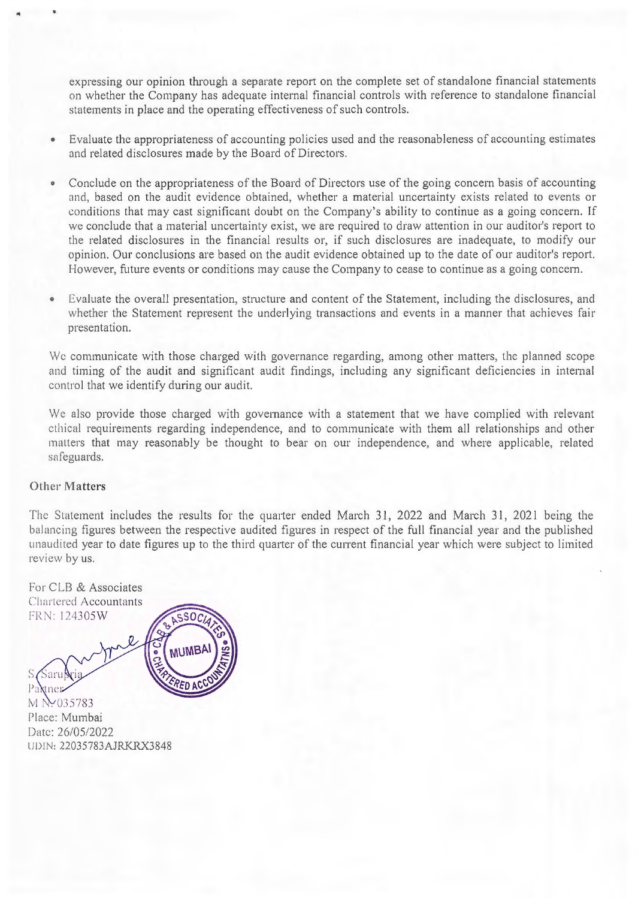expressing our opinion through a separate report on the complete set of standalone financial statements on whether the Company has adequate internal financial controls with reference to standalone financial statements in place and the operating effectiveness of such controls.

- Evaluate the appropriateness of accounting policies used and the reasonableness of accounting estimates and related disclosures made by the Board of Directors.

- Conclude on the appropriateness of the Board of Directors use of the going concern basis of accounting and, based on the audit evidence obtained, whether a material uncertainty exists related to events or conditions that may cast significant doubt on the Company's ability to continue as a going concern. If we conclude that a material uncertainty exist, we are required to draw attention in our auditor's report to the related disclosures in the financial results or, if such disclosures are inadequate, to modify our opinion. Our conclusions are based on the audit evidence obtained up to the date of our auditor's report. However, future events or conditions may cause the Company to cease to continue as a going concern.

- Evaluate the overall presentation, structure and content of the Statement, including the disclosures, and whether the Statement represent the underlying transactions and events in a manner that achieves fair presentation.

We communicate with those charged with governance regarding, among other matters, the planned scope and timing of the audit and significant audit findings, including any significant deficiencies in internal control that we identify during our audit.

We also provide those charged with governance with a statement that we have complied with relevant ethical requirements regarding independence, and to communicate with them all relationships and other matters that may reasonably be thought to bear on our independence, and where applicable, related safeguards.

## Other Matters

The Statement includes the results for the quarter ended March 31, 2022 and March 31, 2021 being the balancing figures between the respective audited figures in respect of the full financial year and the published unaudited year to date figures up to the third quarter of the current financial year which were subject to limited review by us.

For CLB & Associates
Chartered Accountants
FRN: 124305W

S. Saruparia
Partner
M No: 035783
Place: Mumbai
Date: 26/05/2022
UDIN: 22035783AJRKRX3848